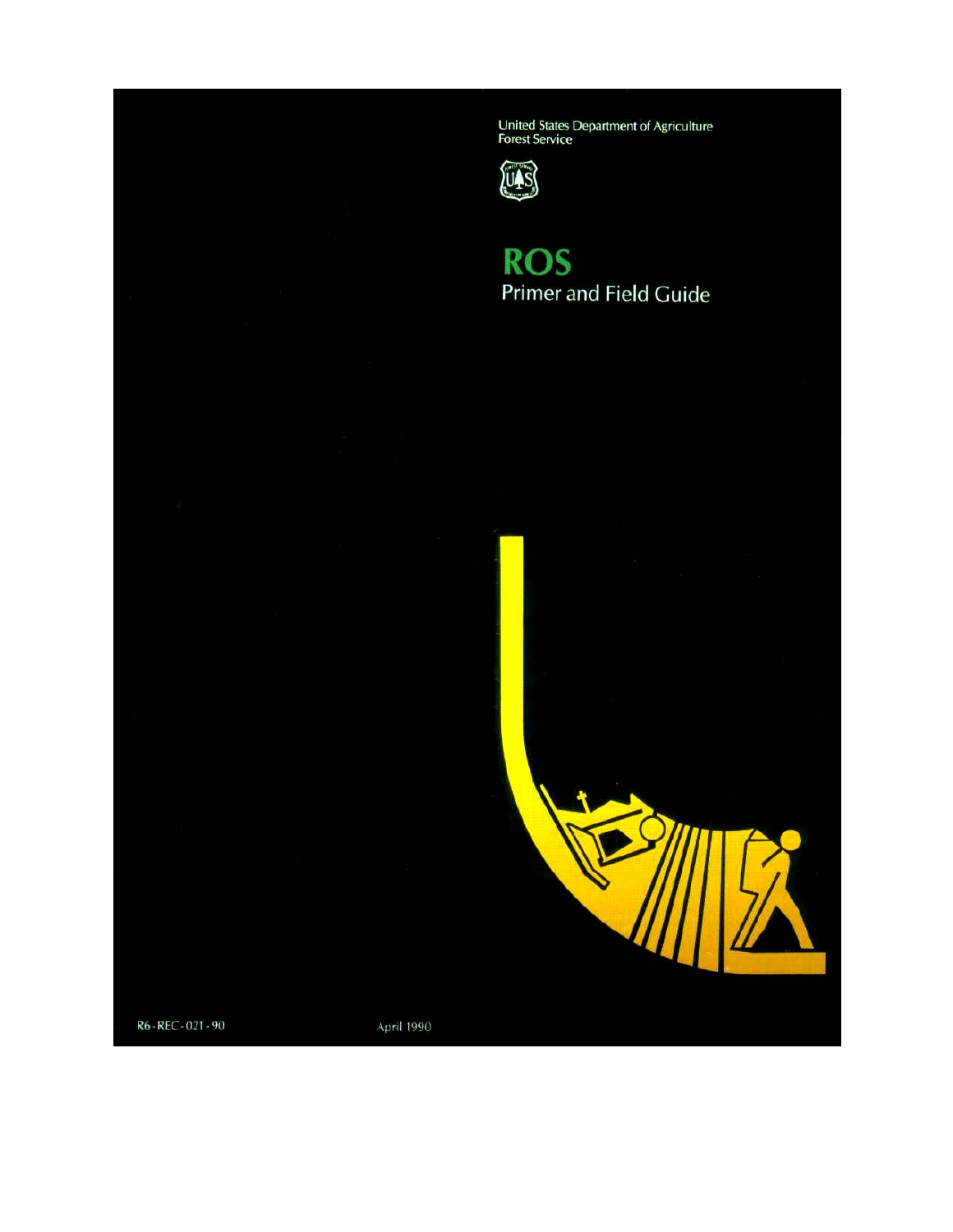United States Department of Agriculture
Forest Service

# ROS

## Primer and Field Guide

R6-REC-021-90

April 1990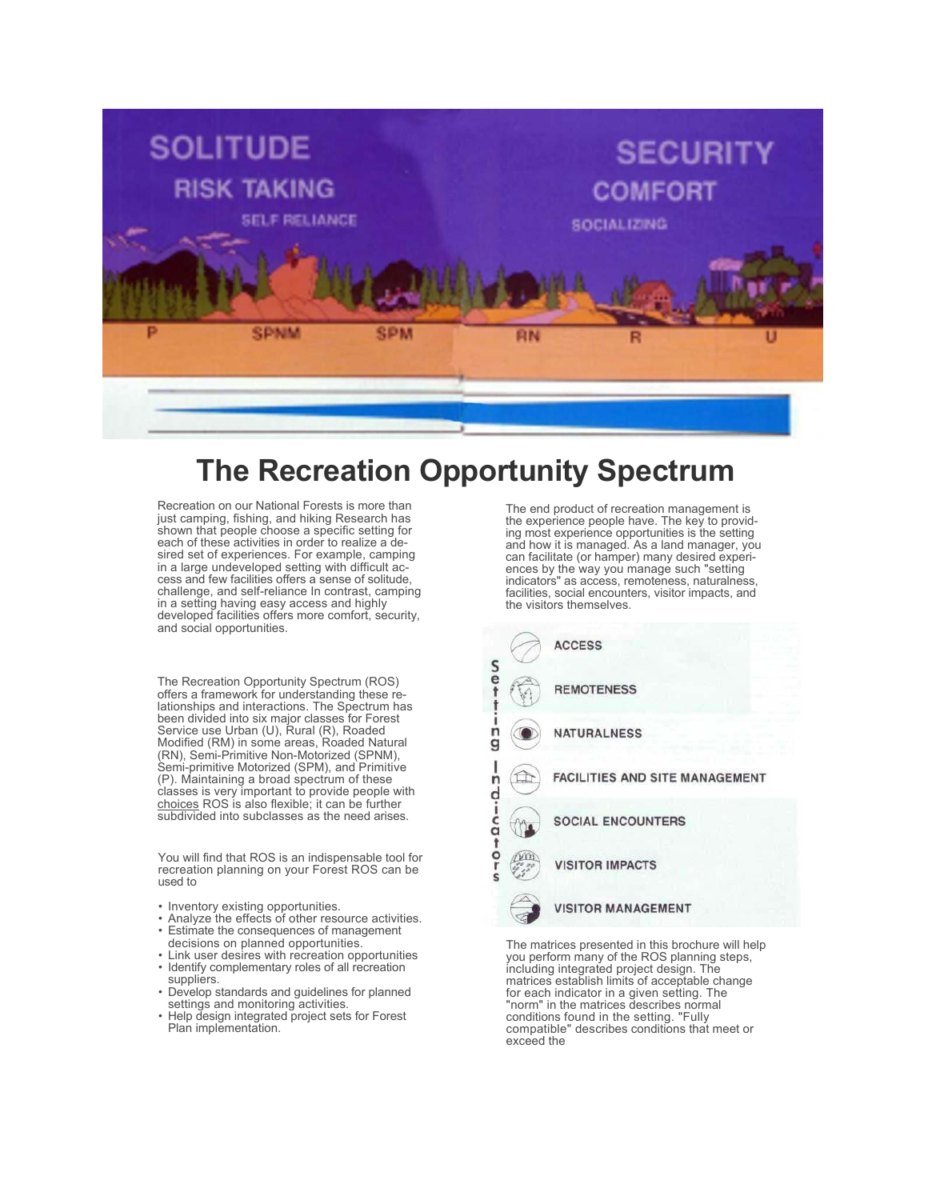SOLUTIDE

RISK TAKING

SELF RELIANCE

SECURITY

COMFORT

SOCIALIZING

P SPNM SPM RN R U

# The Recreation Opportunity Spectrum

Recreation on our National Forests is more than just camping, fishing, and hiking Research has shown that people choose a specific setting for each of these activities in order to realize a desired set of experiences. For example, camping in a large undeveloped setting with difficult access and few facilities offers a sense of solitude, challenge, and self-reliance In contrast, camping in a setting having easy access and highly developed facilities offers more comfort, security, and social opportunities.

The Recreation Opportunity Spectrum (ROS) offers a framework for understanding these relationships and interactions. The Spectrum has been divided into six major classes for Forest Service use Urban (U), Rural (R), Roaded Modified (RM) in some areas, Roaded Natural (RN), Semi-Primitive Non-Motorized (SPNM), Semi-primitive Motorized (SPM), and Primitive (P). Maintaining a broad spectrum of these classes is very important to provide people with choices ROS is also flexible; it can be further subdivided into subclasses as the need arises.

You will find that ROS is an indispensable tool for recreation planning on your Forest ROS can be used to

- Inventory existing opportunities.
- Analyze the effects of other resource activities.
- Estimate the consequences of management decisions on planned opportunities.
- Link user desires with recreation opportunities
- Identify complementary roles of all recreation suppliers.
- Develop standards and guidelines for planned settings and monitoring activities.
- Help design integrated project sets for Forest Plan implementation.

The end product of recreation management is the experience people have. The key to providing most experience opportunities is the setting and how it is managed. As a land manager, you can facilitate (or hamper) many desired experiences by the way you manage such "setting indicators" as access, remoteness, naturalness, facilities, social encounters, visitor impacts, and the visitors themselves.

**Setting Indicators**

- ACCESS
- REMOTENESS
- NATURALNESS
- FACILITIES AND SITE MANAGEMENT
- SOCIAL ENCOUNTERS
- VISITOR IMPACTS
- VISITOR MANAGEMENT

The matrices presented in this brochure will help you perform many of the ROS planning steps, including integrated project design. The matrices establish limits of acceptable change for each indicator in a given setting. The "norm" in the matrices describes normal conditions found in the setting. "Fully compatible" describes conditions that meet or exceed the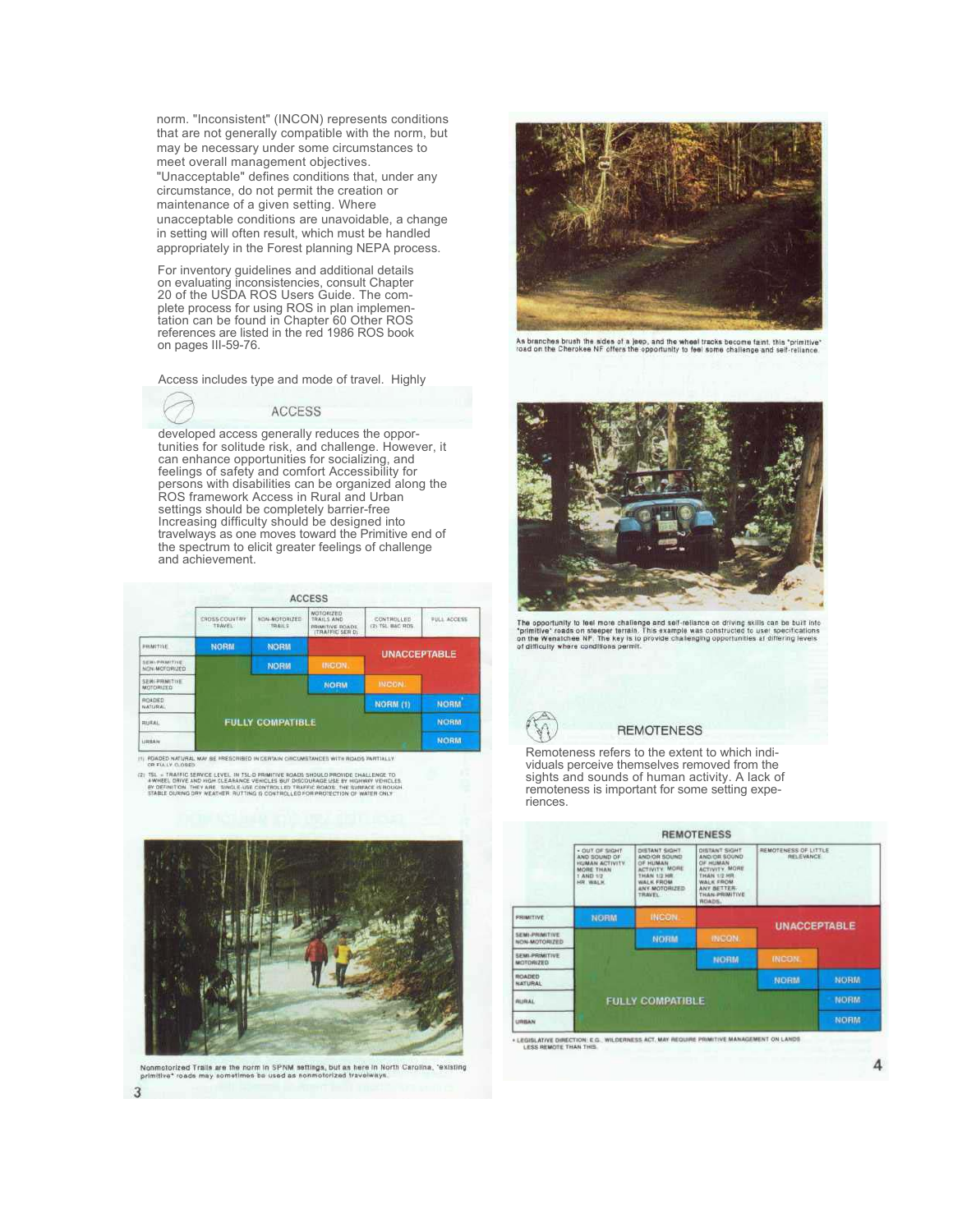norm. "Inconsistent" (INCON) represents conditions that are not generally compatible with the norm, but may be necessary under some circumstances to meet overall management objectives. "Unacceptable" defines conditions that, under any circumstance, do not permit the creation or maintenance of a given setting. Where unacceptable conditions are unavoidable, a change in setting will often result, which must be handled appropriately in the Forest planning NEPA process.

For inventory guidelines and additional details on evaluating inconsistencies, consult Chapter 20 of the USDA ROS Users Guide. The complete process for using ROS in plan implementation can be found in Chapter 60 Other ROS references are listed in the red 1986 ROS book on pages III-59-76.

## ACCESS

Access includes type and mode of travel. Highly developed access generally reduces the opportunities for solitude risk, and challenge. However, it can enhance opportunities for socializing, and feelings of safety and comfort Accessibility for persons with disabilities can be organized along the ROS framework Access in Rural and Urban settings should be completely barrier-free Increasing difficulty should be designed into travelways as one moves toward the Primitive end of the spectrum to elicit greater feelings of challenge and achievement.

**ACCESS**

| | CROSS-COUNTRY TRAVEL | NON-MOTORIZED TRAILS | MOTORIZED TRAILS AND PRIMITIVE ROADS (TRAFFIC SER D) | CONTROLLED (2) TSL B&C ROS | FULL ACCESS |
|---|---|---|---|---|---|
| PRIMITIVE | NORM | NORM | UNACCEPTABLE | UNACCEPTABLE | UNACCEPTABLE |
| SEMI-PRIMITIVE NON-MOTORIZED | FULLY COMPATIBLE | NORM | INCON. | UNACCEPTABLE | UNACCEPTABLE |
| SEMI-PRIMITIVE MOTORIZED | FULLY COMPATIBLE | FULLY COMPATIBLE | NORM | INCON. | UNACCEPTABLE |
| ROADED NATURAL | FULLY COMPATIBLE | FULLY COMPATIBLE | FULLY COMPATIBLE | NORM (1) | NORM |
| RURAL | FULLY COMPATIBLE | FULLY COMPATIBLE | FULLY COMPATIBLE | FULLY COMPATIBLE | NORM |
| URBAN | FULLY COMPATIBLE | FULLY COMPATIBLE | FULLY COMPATIBLE | FULLY COMPATIBLE | NORM |

(1) ROADED NATURAL MAY BE PRESCRIBED IN CERTAIN CIRCUMSTANCES WITH ROADS PARTIALLY OR FULLY CLOSED

(2) TSL = TRAFFIC SERVICE LEVEL. IN TSL-D PRIMITIVE ROADS SHOULD PROVIDE CHALLENGE TO 4-WHEEL DRIVE AND HIGH CLEARANCE VEHICLES BUT DISCOURAGE USE BY HIGHWAY VEHICLES. BY DEFINITION THEY ARE SINGLE-USE CONTROLLED TRAFFIC ROADS. THE SURFACE IS ROUGH, STABLE DURING DRY WEATHER. RUTTING IS CONTROLLED FOR PROTECTION OF WATER ONLY.

Nonmotorized Trails are the norm in SPNM settings, but as here in North Carolina, "existing primitive" roads may sometimes be used as nonmotorized travelways.

As branches brush the sides of a jeep, and the wheel tracks become faint, this "primitive" road on the Cherokee NF offers the opportunity to feel some challenge and self-reliance.

The opportunity to feel more challenge and self-reliance on driving skills can be built into "primitive" roads on steeper terrain. This example was constructed to user specifications on the Wenatchee NF. The key is to provide challenging opportunities at differing levels of difficulty where conditions permit.

## REMOTENESS

Remoteness refers to the extent to which individuals perceive themselves removed from the sights and sounds of human activity. A lack of remoteness is important for some setting experiences.

**REMOTENESS**

| | • OUT OF SIGHT AND SOUND OF HUMAN ACTIVITY MORE THAN 1 AND 1/2 HR. WALK | DISTANT SIGHT AND/OR SOUND OF HUMAN ACTIVITY. MORE THAN 1/2 HR. WALK FROM ANY MOTORIZED TRAVEL | DISTANT SIGHT AND/OR SOUND OF HUMAN ACTIVITY. MORE THAN 1/2 HR. WALK FROM ANY BETTER-THAN-PRIMITIVE ROADS. | REMOTENESS OF LITTLE RELEVANCE | |
|---|---|---|---|---|---|
| PRIMITIVE | NORM | INCON. | UNACCEPTABLE | UNACCEPTABLE | UNACCEPTABLE |
| SEMI-PRIMITIVE NON-MOTORIZED | FULLY COMPATIBLE | NORM | INCON. | UNACCEPTABLE | UNACCEPTABLE |
| SEMI-PRIMITIVE MOTORIZED | FULLY COMPATIBLE | FULLY COMPATIBLE | NORM | INCON. | UNACCEPTABLE |
| ROADED NATURAL | FULLY COMPATIBLE | FULLY COMPATIBLE | FULLY COMPATIBLE | NORM | NORM |
| RURAL | FULLY COMPATIBLE | FULLY COMPATIBLE | FULLY COMPATIBLE | FULLY COMPATIBLE | NORM |
| URBAN | FULLY COMPATIBLE | FULLY COMPATIBLE | FULLY COMPATIBLE | FULLY COMPATIBLE | NORM |

• LEGISLATIVE DIRECTION: E.G., WILDERNESS ACT, MAY REQUIRE PRIMITIVE MANAGEMENT ON LANDS LESS REMOTE THAN THIS.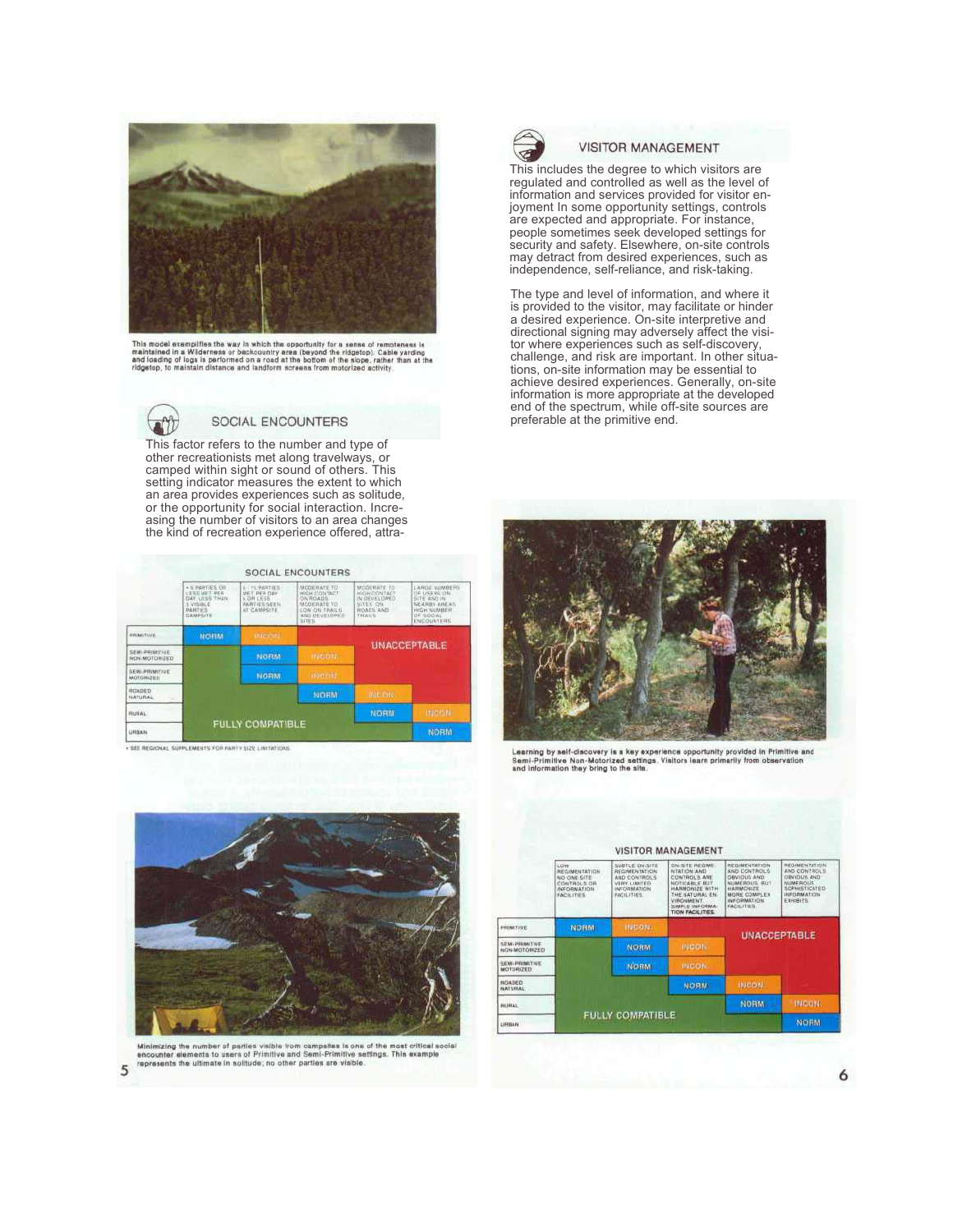This model exemplifies the way in which the opportunity for a sense of remoteness is maintained in a Wilderness or backcountry area (beyond the ridgetop). Cable yarding and loading of logs is performed on a road at the bottom of the slope, rather than at the ridgetop, to maintain distance and landform screens from motorized activity.

## SOCIAL ENCOUNTERS

This factor refers to the number and type of other recreationists met along travelways, or camped within sight or sound of others. This setting indicator measures the extent to which an area provides experiences such as solitude, or the opportunity for social interaction. Increasing the number of visitors to an area changes the kind of recreation experience offered, attra-

**SOCIAL ENCOUNTERS**

| | * 6 PARTIES OR LESS MET PER DAY LESS THAN 3 VISIBLE PARTIES CAMPSITE | 6 - 15 PARTIES MET PER DAY 6 OR LESS PARTIES SEEN AT CAMPSITE | MODERATE TO HIGH CONTACT ON ROADS MODERATE TO LOW ON TRAILS AND DEVELOPED SITES | MODERATE TO HIGH CONTACT IN DEVELOPED SITES ON ROADS AND TRAILS | LARGE NUMBERS OF USERS ON SITE AND IN NEARBY AREAS HIGH NUMBER OF SOCIAL ENCOUNTERS |
|---|---|---|---|---|---|
| PRIMITIVE | NORM | INCON. | UNACCEPTABLE | UNACCEPTABLE | UNACCEPTABLE |
| SEMI-PRIMITIVE NON-MOTORIZED | FULLY COMPATIBLE | NORM | INCON. | UNACCEPTABLE | UNACCEPTABLE |
| SEMI-PRIMITIVE MOTORIZED | FULLY COMPATIBLE | NORM | INCON. | UNACCEPTABLE | UNACCEPTABLE |
| ROADED NATURAL | FULLY COMPATIBLE | FULLY COMPATIBLE | NORM | INCON. | UNACCEPTABLE |
| RURAL | FULLY COMPATIBLE | FULLY COMPATIBLE | FULLY COMPATIBLE | NORM | INCON. |
| URBAN | FULLY COMPATIBLE | FULLY COMPATIBLE | FULLY COMPATIBLE | FULLY COMPATIBLE | NORM |

* SEE REGIONAL SUPPLEMENTS FOR PARTY SIZE LIMITATIONS

Minimizing the number of parties visible from campsites is one of the most critical social encounter elements to users of Primitive and Semi-Primitive settings. This example represents the ultimate in solitude; no other parties are visible.

## VISITOR MANAGEMENT

This includes the degree to which visitors are regulated and controlled as well as the level of information and services provided for visitor enjoyment In some opportunity settings, controls are expected and appropriate. For instance, people sometimes seek developed settings for security and safety. Elsewhere, on-site controls may detract from desired experiences, such as independence, self-reliance, and risk-taking.

The type and level of information, and where it is provided to the visitor, may facilitate or hinder a desired experience. On-site interpretive and directional signing may adversely affect the visitor where experiences such as self-discovery, challenge, and risk are important. In other situations, on-site information may be essential to achieve desired experiences. Generally, on-site information is more appropriate at the developed end of the spectrum, while off-site sources are preferable at the primitive end.

Learning by self-discovery is a key experience opportunity provided in Primitive and Semi-Primitive Non-Motorized settings. Visitors learn primarily from observation and information they bring to the site.

**VISITOR MANAGEMENT**

| | LOW REGIMENTATION NO ON-SITE CONTROLS OR INFORMATION FACILITIES | SUBTLE ON-SITE REGIMENTATION AND CONTROLS VERY LIMITED INFORMATION FACILITIES | ON-SITE REGIMENTATION AND CONTROLS ARE NOTICEABLE BUT HARMONIZE WITH THE NATURAL ENVIRONMENT. SIMPLE INFORMATION FACILITIES. | REGIMENTATION AND CONTROLS OBVIOUS AND NUMEROUS BUT HARMONIZE MORE COMPLEX INFORMATION FACILITIES | REGIMENTATION AND CONTROLS OBVIOUS AND NUMEROUS SOPHISTICATED INFORMATION EXHIBITS |
|---|---|---|---|---|---|
| PRIMITIVE | NORM | INCON. | UNACCEPTABLE | UNACCEPTABLE | UNACCEPTABLE |
| SEMI-PRIMITIVE NON-MOTORIZED | FULLY COMPATIBLE | NORM | INCON. | UNACCEPTABLE | UNACCEPTABLE |
| SEMI-PRIMITIVE MOTORIZED | FULLY COMPATIBLE | NORM | INCON. | UNACCEPTABLE | UNACCEPTABLE |
| ROADED NATURAL | FULLY COMPATIBLE | FULLY COMPATIBLE | NORM | INCON. | UNACCEPTABLE |
| RURAL | FULLY COMPATIBLE | FULLY COMPATIBLE | FULLY COMPATIBLE | NORM | INCON. |
| URBAN | FULLY COMPATIBLE | FULLY COMPATIBLE | FULLY COMPATIBLE | FULLY COMPATIBLE | NORM |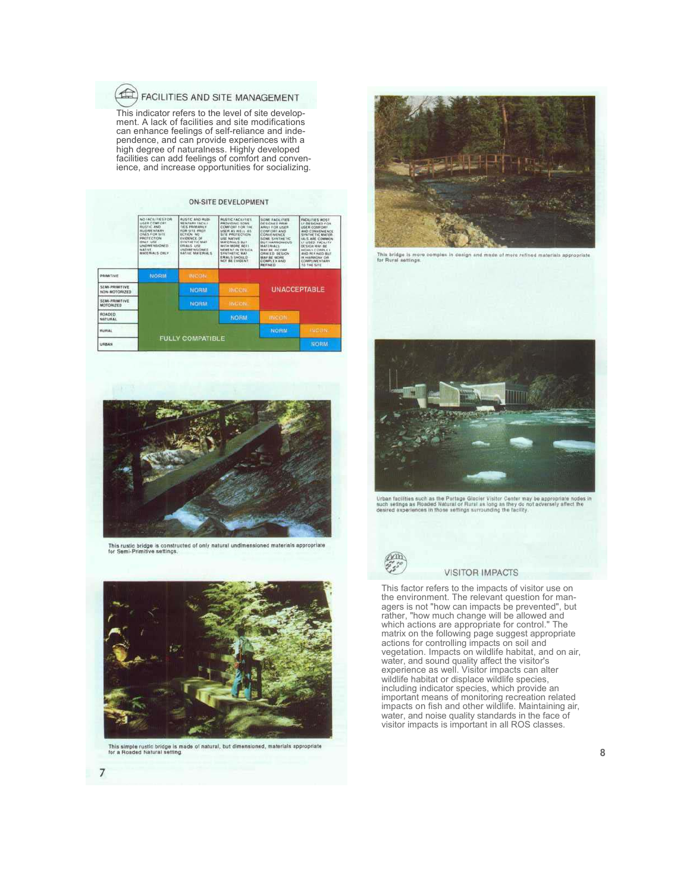## FACILITIES AND SITE MANAGEMENT

This indicator refers to the level of site development. A lack of facilities and site modifications can enhance feelings of self-reliance and independence, and can provide experiences with a high degree of naturalness. Highly developed facilities can add feelings of comfort and convenience, and increase opportunities for socializing.

**ON-SITE DEVELOPMENT**

| | NO FACILITIES FOR USER COMFORT. RUSTIC AND RUDIMENTARY ONES FOR SITE PROTECTION ONLY. USE UNDIMENSIONED NATIVE MATERIALS ONLY | RUSTIC AND RUDIMENTARY FACILITIES PRIMARILY FOR SITE PROTECTION. NO EVIDENCE OF SYNTHETIC MATERIALS. USE UNDIMENSIONED NATIVE MATERIALS | RUSTIC FACILITIES PROVIDING SOME COMFORT FOR THE USER AS WELL AS SITE PROTECTION. USE NATIVE MATERIALS BUT WITH MORE REFINEMENT IN DESIGN. SYNTHETIC MATERIALS SHOULD NOT BE EVIDENT | SOME FACILITIES DESIGNED PRIMARILY FOR USER COMFORT AND CONVENIENCE. SOME SYNTHETIC BUT HARMONIOUS MATERIALS MAY BE INCORPORATED. DESIGN MAY BE MORE COMPLEX AND REFINED | FACILITIES MOSTLY DESIGNED FOR USER COMFORT AND CONVENIENCE. SYNTHETIC MATERIALS ARE COMMONLY USED. FACILITY DESIGN MAY BE HIGHLY COMPLEX AND REFINED BUT IN HARMONY OR COMPLIMENTARY TO THE SITE |
|---|---|---|---|---|---|
| PRIMITIVE | NORM | INCON | UNACCEPTABLE | UNACCEPTABLE | UNACCEPTABLE |
| SEMI-PRIMITIVE NON-MOTORIZED | FULLY COMPATIBLE | NORM | INCON | UNACCEPTABLE | UNACCEPTABLE |
| SEMI-PRIMITIVE MOTORIZED | FULLY COMPATIBLE | NORM | INCON | UNACCEPTABLE | UNACCEPTABLE |
| ROADED NATURAL | FULLY COMPATIBLE | FULLY COMPATIBLE | NORM | INCON | UNACCEPTABLE |
| RURAL | FULLY COMPATIBLE | FULLY COMPATIBLE | FULLY COMPATIBLE | NORM | INCON |
| URBAN | FULLY COMPATIBLE | FULLY COMPATIBLE | FULLY COMPATIBLE | FULLY COMPATIBLE | NORM |

This rustic bridge is constructed of only natural undimensioned materials appropriate for Semi-Primitive settings.

This simple rustic bridge is made of natural, but dimensioned, materials appropriate for a Roaded Natural setting.

This bridge is more complex in design and made of more refined materials appropriate for Rural settings.

Urban facilities such as the Portage Glacier Visitor Center may be appropriate nodes in such settings as Roaded Natural or Rural as long as they do not adversely affect the desired experiences in those settings surrounding the facility.

## VISITOR IMPACTS

This factor refers to the impacts of visitor use on the environment. The relevant question for managers is not "how can impacts be prevented", but rather, "how much change will be allowed and which actions are appropriate for control." The matrix on the following page suggest appropriate actions for controlling impacts on soil and vegetation. Impacts on wildlife habitat, and on air, water, and sound quality affect the visitor's experience as well. Visitor impacts can alter wildlife habitat or displace wildlife species, including indicator species, which provide an important means of monitoring recreation related impacts on fish and other wildlife. Maintaining air, water, and noise quality standards in the face of visitor impacts is important in all ROS classes.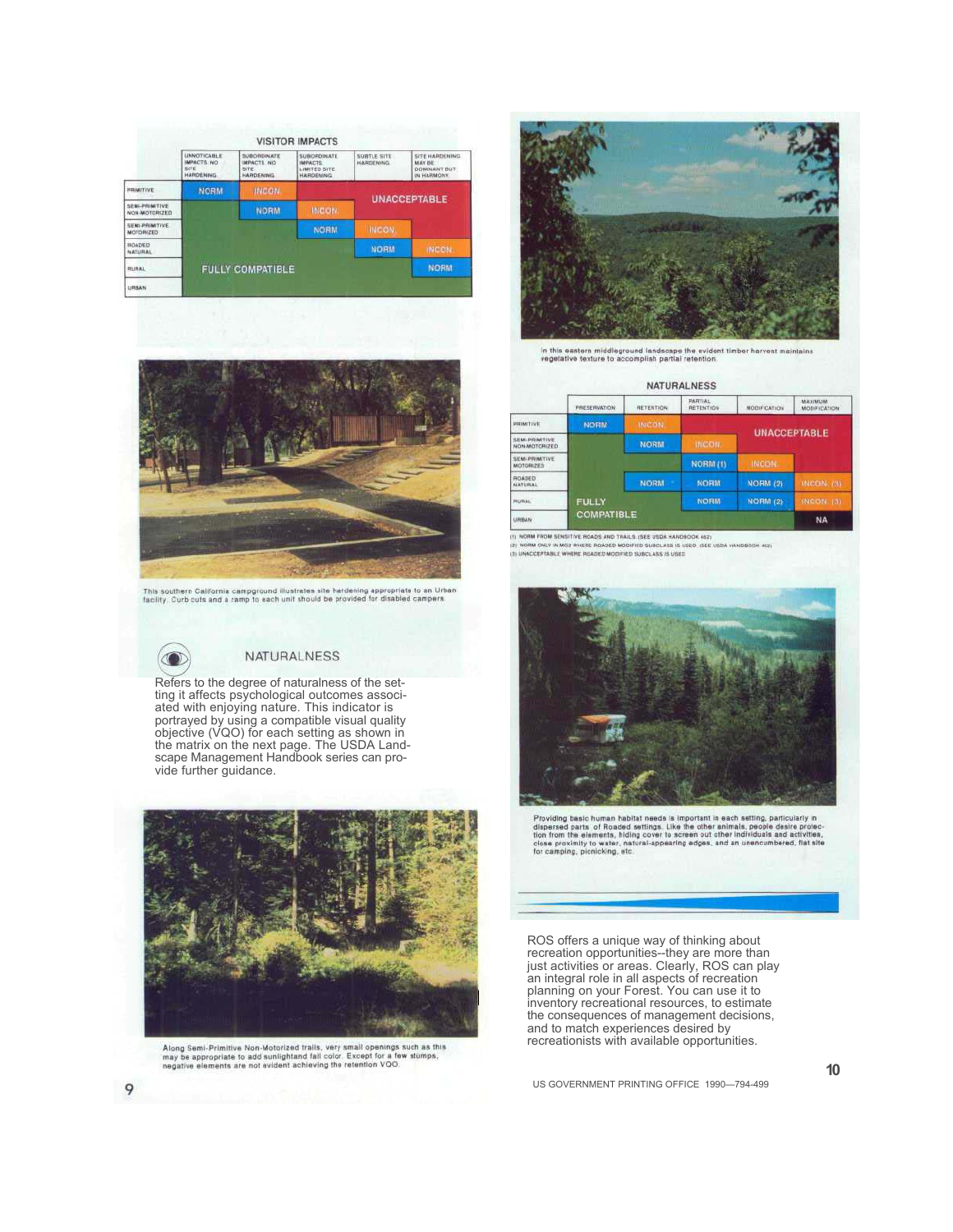## VISITOR IMPACTS

| | UNNOTICEABLE IMPACTS. NO SITE HARDENING. | SUBORDINATE IMPACTS. NO SITE HARDENING. | SUBORDINATE IMPACTS. LIMITED SITE HARDENING. | SUBTLE SITE HARDENING. | SITE HARDENING MAY BE DOMINANT BUT IN HARMONY. |
|---|---|---|---|---|---|
| PRIMITIVE | NORM | INCON. | UNACCEPTABLE | UNACCEPTABLE | UNACCEPTABLE |
| SEMI-PRIMITIVE NON-MOTORIZED | FULLY COMPATIBLE | NORM | INCON. | UNACCEPTABLE | UNACCEPTABLE |
| SEMI-PRIMITIVE MOTORIZED | FULLY COMPATIBLE | FULLY COMPATIBLE | NORM | INCON. | UNACCEPTABLE |
| ROADED NATURAL | FULLY COMPATIBLE | FULLY COMPATIBLE | FULLY COMPATIBLE | NORM | INCON. |
| RURAL | FULLY COMPATIBLE | FULLY COMPATIBLE | FULLY COMPATIBLE | FULLY COMPATIBLE | NORM |
| URBAN | FULLY COMPATIBLE | FULLY COMPATIBLE | FULLY COMPATIBLE | FULLY COMPATIBLE | FULLY COMPATIBLE |

This southern California campground illustrates site hardening appropriate to an Urban facility. Curb cuts and a ramp to each unit should be provided for disabled campers.

## NATURALNESS

Refers to the degree of naturalness of the setting it affects psychological outcomes associated with enjoying nature. This indicator is portrayed by using a compatible visual quality objective (VQO) for each setting as shown in the matrix on the next page. The USDA Landscape Management Handbook series can provide further guidance.

Along Semi-Primitive Non-Motorized trails, very small openings such as this may be appropriate to add sunlight and fall color. Except for a few stumps, negative elements are not evident achieving the retention VQO.

In this eastern middleground landscape the evident timber harvest maintains vegetative texture to accomplish partial retention.

## NATURALNESS

| | PRESERVATION | RETENTION | PARTIAL RETENTION | MODIFICATION | MAXIMUM MODIFICATION |
|---|---|---|---|---|---|
| PRIMITIVE | NORM | INCON. | UNACCEPTABLE | UNACCEPTABLE | UNACCEPTABLE |
| SEMI-PRIMITIVE NON-MOTORIZED | FULLY COMPATIBLE | NORM | INCON. | UNACCEPTABLE | UNACCEPTABLE |
| SEMI-PRIMITIVE MOTORIZED | FULLY COMPATIBLE | FULLY COMPATIBLE | NORM (1) | INCON. | UNACCEPTABLE |
| ROADED NATURAL | FULLY COMPATIBLE | NORM | NORM | NORM (2) | INCON. (3) |
| RURAL | FULLY COMPATIBLE | FULLY COMPATIBLE | NORM | NORM (2) | INCON. (3) |
| URBAN | FULLY COMPATIBLE | FULLY COMPATIBLE | FULLY COMPATIBLE | FULLY COMPATIBLE | NA |

(1) NORM FROM SENSITIVE ROADS AND TRAILS (SEE USDA HANDBOOK 462)
(2) NORM ONLY IN MG2 WHERE ROADED MODIFIED SUBCLASS IS USED (SEE USDA HANDBOOK 462)
(3) UNACCEPTABLE WHERE ROADED MODIFIED SUBCLASS IS USED

Providing basic human habitat needs is important in each setting, particularly in dispersed parts of Roaded settings. Like the other animals, people desire protection from the elements, hiding cover to screen out other individuals and activities, close proximity to water, natural-appearing edges, and an unencumbered, flat site for camping, picnicking, etc.

ROS offers a unique way of thinking about recreation opportunities--they are more than just activities or areas. Clearly, ROS can play an integral role in all aspects of recreation planning on your Forest. You can use it to inventory recreational resources, to estimate the consequences of management decisions, and to match experiences desired by recreationists with available opportunities.

US GOVERNMENT PRINTING OFFICE 1990—794-499